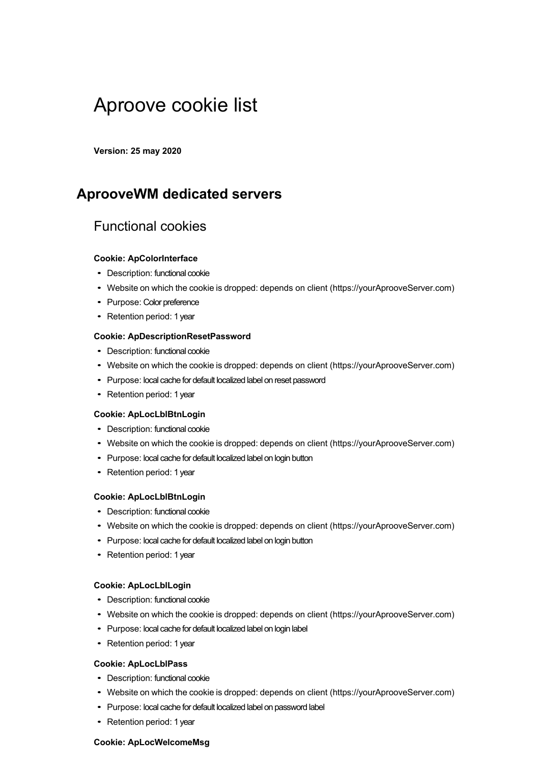# Aproove cookie list

**Version: 25 may 2020**

## AprooveWM dedicated servers

### Functional cookies

**Cookie: ApColorInterface**

- Description: functional cookie
- Website on which the cookie is dropped: depends on client (https://yourAprooveServer.com)
- Purpose: Color preference
- Retention period: 1 year

**Cookie: ApDescriptionResetPassword**

- Description: functional cookie
- Website on which the cookie is dropped: depends on client (https://yourAprooveServer.com)
- Purpose: local cache for default localized label on reset password
- Retention period: 1 year

**Cookie: ApLocLblBtnLogin**

- Description: functional cookie
- Website on which the cookie is dropped: depends on client (https://yourAprooveServer.com)
- Purpose: local cache for default localized label on login button
- Retention period: 1 year

**Cookie: ApLocLblBtnLogin**

- Description: functional cookie
- Website on which the cookie is dropped: depends on client (https://yourAprooveServer.com)
- Purpose: local cache for default localized label on login button
- Retention period: 1 year

**Cookie: ApLocLblLogin**

- Description: functional cookie
- Website on which the cookie is dropped: depends on client (https://yourAprooveServer.com)
- Purpose: local cache for default localized label on login label
- Retention period: 1 year

**Cookie: ApLocLblPass**

- Description: functional cookie
- Website on which the cookie is dropped: depends on client (https://yourAprooveServer.com)
- Purpose: local cache for default localized label on password label
- Retention period: 1 year

**Cookie: ApLocWelcomeMsg**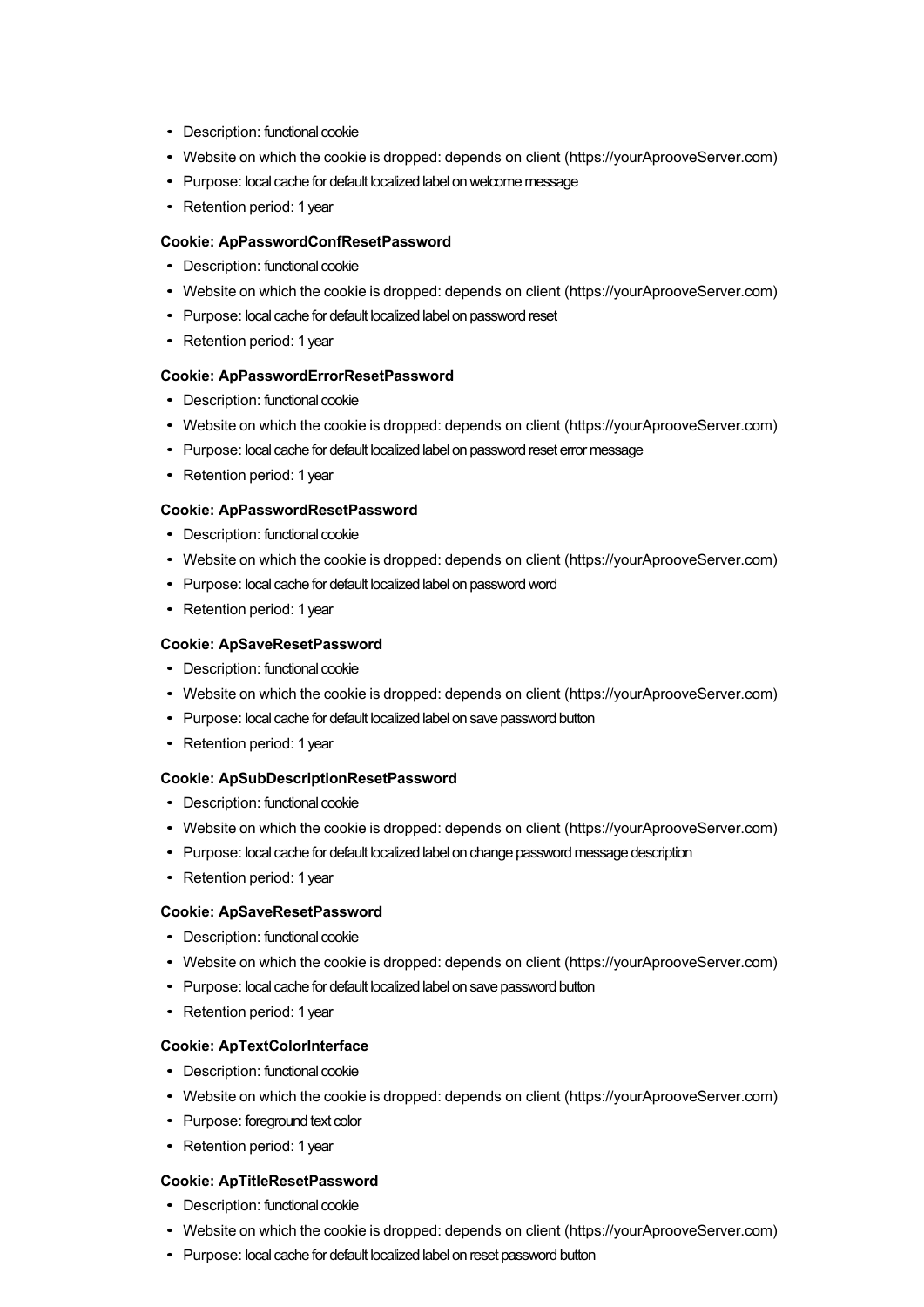- Description: functional cookie
- Website on which the cookie is dropped: depends on client (https://yourAprooveServer.com)
- Purpose: local cache for default localized label on welcome message
- Retention period: 1 year

**Cookie: ApPasswordConfResetPassword**

- Description: functional cookie
- Website on which the cookie is dropped: depends on client (https://yourAprooveServer.com)
- Purpose: local cache for default localized label on password reset
- Retention period: 1 year

**Cookie: ApPasswordErrorResetPassword**

- Description: functional cookie
- Website on which the cookie is dropped: depends on client (https://yourAprooveServer.com)
- Purpose: local cache for default localized label on password reset error message
- Retention period: 1 year

**Cookie: ApPasswordResetPassword**

- Description: functional cookie
- Website on which the cookie is dropped: depends on client (https://yourAprooveServer.com)
- Purpose: local cache for default localized label on password word
- Retention period: 1 year

**Cookie: ApSaveResetPassword**

- Description: functional cookie
- Website on which the cookie is dropped: depends on client (https://yourAprooveServer.com)
- Purpose: local cache for default localized label on save password button
- Retention period: 1 year

**Cookie: ApSubDescriptionResetPassword**

- Description: functional cookie
- Website on which the cookie is dropped: depends on client (https://yourAprooveServer.com)
- Purpose: local cache for default localized label on change password message description
- Retention period: 1 year

**Cookie: ApSaveResetPassword**

- Description: functional cookie
- Website on which the cookie is dropped: depends on client (https://yourAprooveServer.com)
- Purpose: local cache for default localized label on save password button
- Retention period: 1 year

**Cookie: ApTextColorInterface**

- Description: functional cookie
- Website on which the cookie is dropped: depends on client (https://yourAprooveServer.com)
- Purpose: foreground text color
- Retention period: 1 year

**Cookie: ApTitleResetPassword**

- Description: functional cookie
- Website on which the cookie is dropped: depends on client (https://yourAprooveServer.com)
- Purpose: local cache for default localized label on reset password button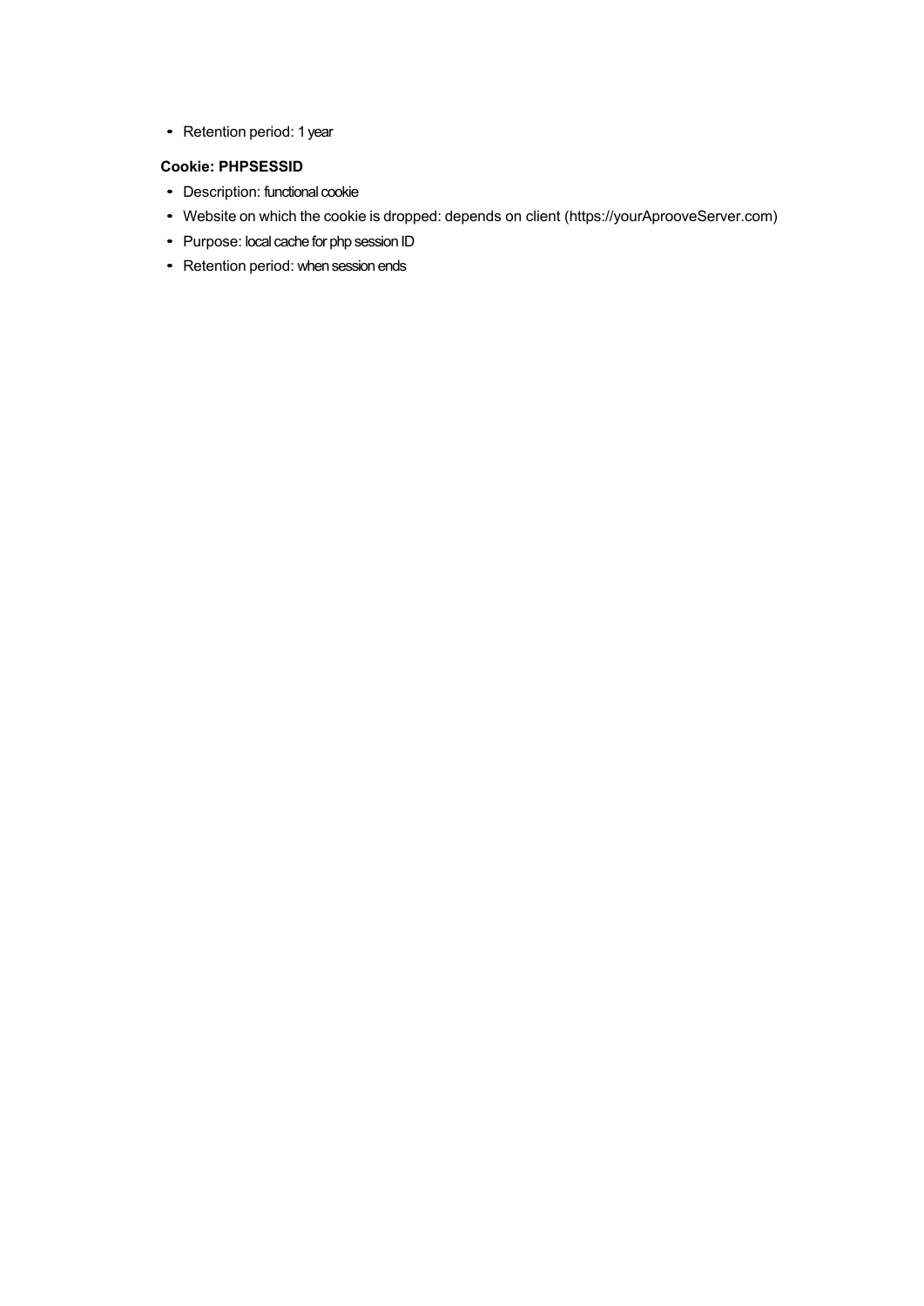- Retention period: 1 year

**Cookie: PHPSESSID**

- Description: functional cookie
- Website on which the cookie is dropped: depends on client (https://yourAprooveServer.com)
- Purpose: local cache for php session ID
- Retention period: when session ends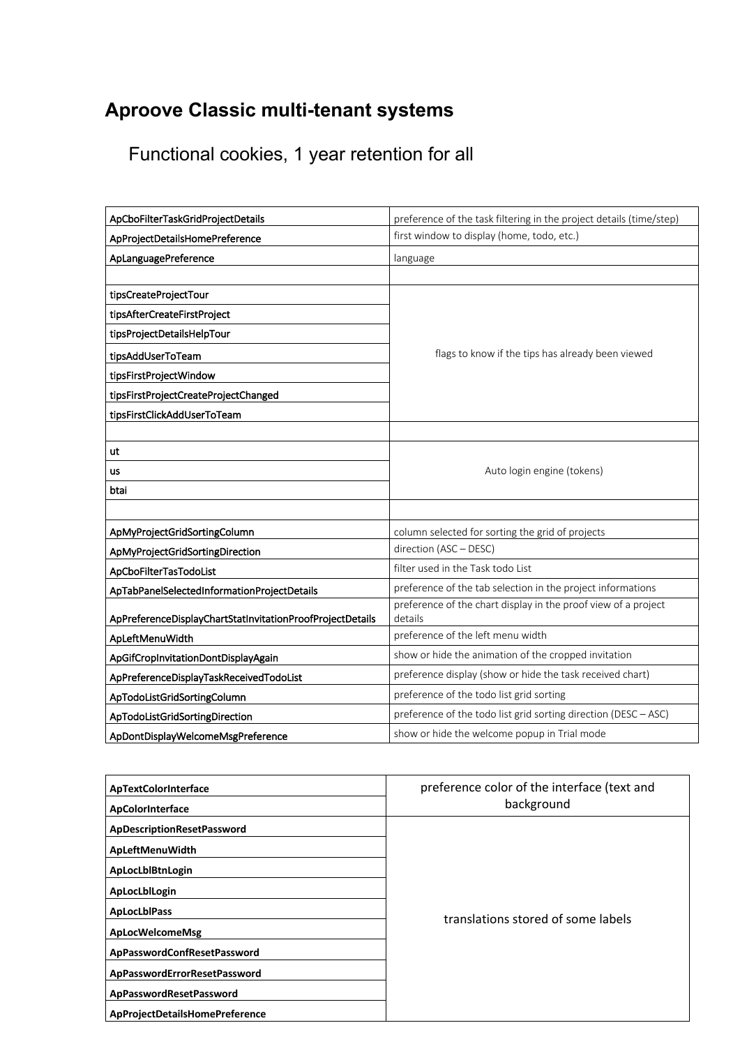# Aproove Classic multi-tenant systems

## Functional cookies, 1 year retention for all

| | |
|---|---|
| ApCboFilterTaskGridProjectDetails | preference of the task filtering in the project details (time/step) |
| ApProjectDetailsHomePreference | first window to display (home, todo, etc.) |
| ApLanguagePreference | language |
| | |
| tipsCreateProjectTour | flags to know if the tips has already been viewed |
| tipsAfterCreateFirstProject | |
| tipsProjectDetailsHelpTour | |
| tipsAddUserToTeam | |
| tipsFirstProjectWindow | |
| tipsFirstProjectCreateProjectChanged | |
| tipsFirstClickAddUserToTeam | |
| | |
| ut | Auto login engine (tokens) |
| us | |
| btai | |
| | |
| ApMyProjectGridSortingColumn | column selected for sorting the grid of projects |
| ApMyProjectGridSortingDirection | direction (ASC – DESC) |
| ApCboFilterTasTodoList | filter used in the Task todo List |
| ApTabPanelSelectedInformationProjectDetails | preference of the tab selection in the project informations |
| ApPreferenceDisplayChartStatInvitationProofProjectDetails | preference of the chart display in the proof view of a project details |
| ApLeftMenuWidth | preference of the left menu width |
| ApGifCropInvitationDontDisplayAgain | show or hide the animation of the cropped invitation |
| ApPreferenceDisplayTaskReceivedTodoList | preference display (show or hide the task received chart) |
| ApTodoListGridSortingColumn | preference of the todo list grid sorting |
| ApTodoListGridSortingDirection | preference of the todo list grid sorting direction (DESC – ASC) |
| ApDontDisplayWelcomeMsgPreference | show or hide the welcome popup in Trial mode |

| | |
|---|---|
| **ApTextColorInterface** | preference color of the interface (text and background |
| **ApColorInterface** | |
| **ApDescriptionResetPassword** | translations stored of some labels |
| **ApLeftMenuWidth** | |
| **ApLocLblBtnLogin** | |
| **ApLocLblLogin** | |
| **ApLocLblPass** | |
| **ApLocWelcomeMsg** | |
| **ApPasswordConfResetPassword** | |
| **ApPasswordErrorResetPassword** | |
| **ApPasswordResetPassword** | |
| **ApProjectDetailsHomePreference** | |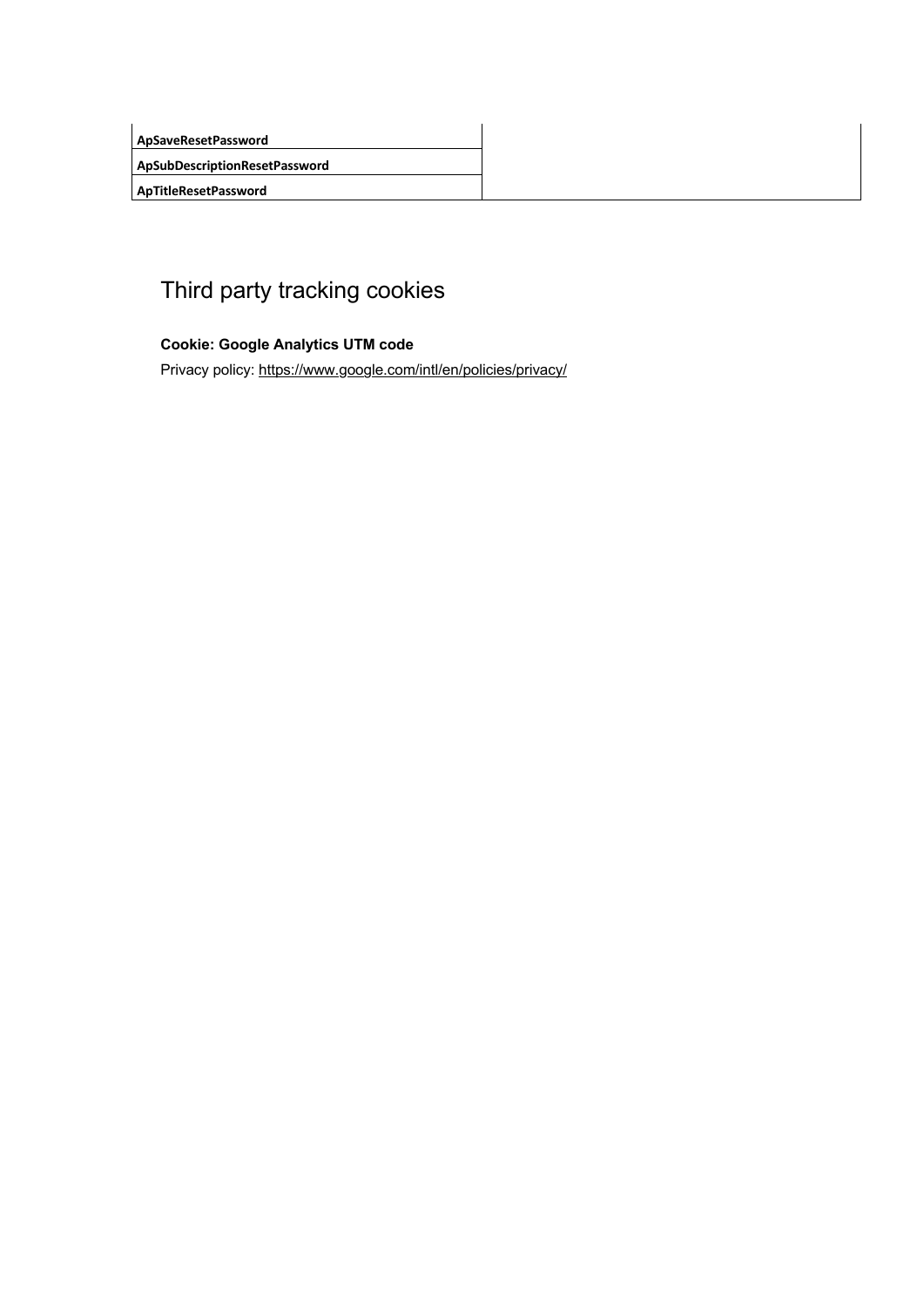| | |
|---|---|
| **ApSaveResetPassword** | |
| **ApSubDescriptionResetPassword** | |
| **ApTitleResetPassword** | |

## Third party tracking cookies

**Cookie: Google Analytics UTM code**

Privacy policy: https://www.google.com/intl/en/policies/privacy/